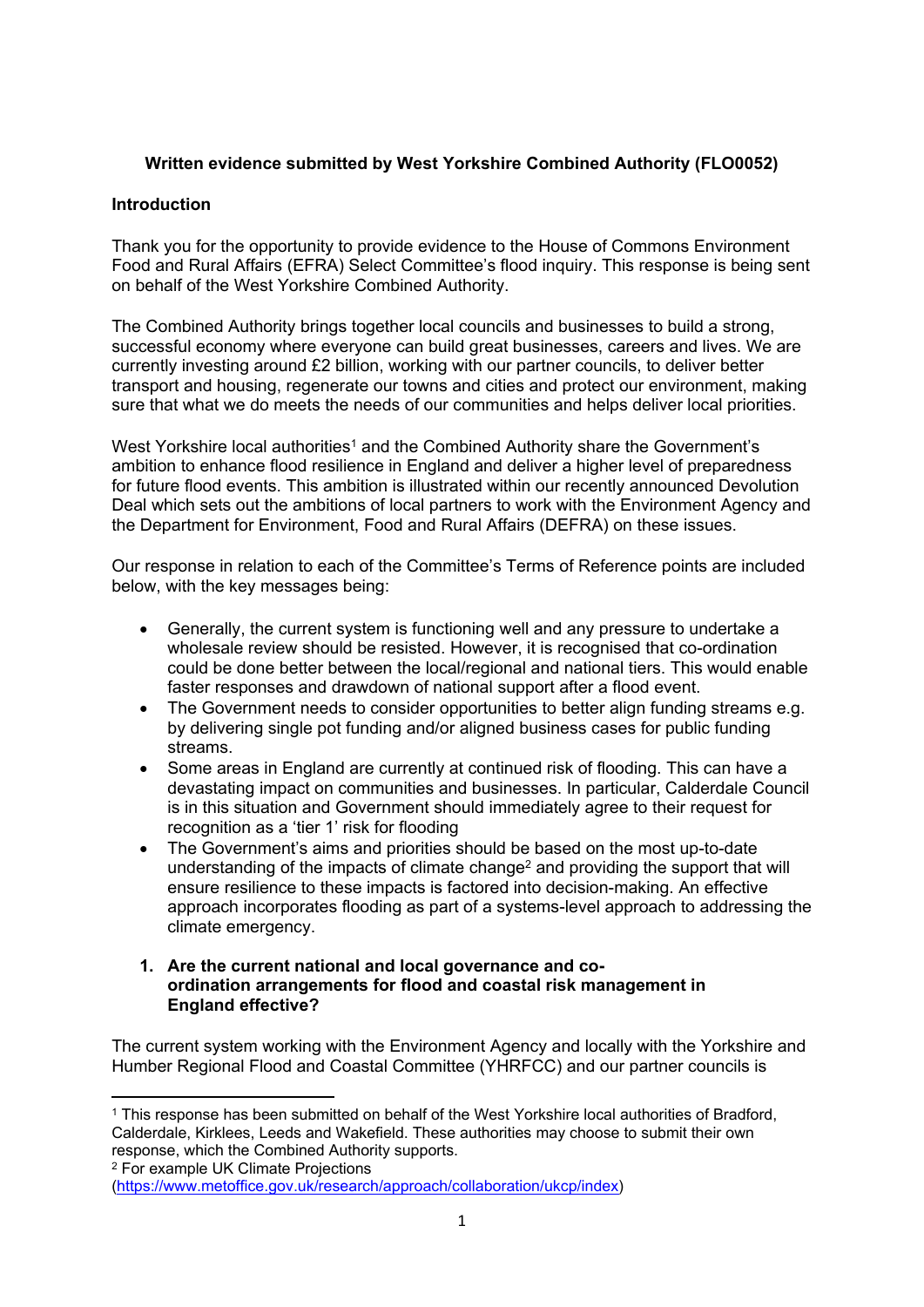**Written evidence submitted by West Yorkshire Combined Authority (FLO0052)**

**Introduction**

Thank you for the opportunity to provide evidence to the House of Commons Environment Food and Rural Affairs (EFRA) Select Committee's flood inquiry. This response is being sent on behalf of the West Yorkshire Combined Authority.

The Combined Authority brings together local councils and businesses to build a strong, successful economy where everyone can build great businesses, careers and lives. We are currently investing around £2 billion, working with our partner councils, to deliver better transport and housing, regenerate our towns and cities and protect our environment, making sure that what we do meets the needs of our communities and helps deliver local priorities.

West Yorkshire local authorities[1] and the Combined Authority share the Government's ambition to enhance flood resilience in England and deliver a higher level of preparedness for future flood events. This ambition is illustrated within our recently announced Devolution Deal which sets out the ambitions of local partners to work with the Environment Agency and the Department for Environment, Food and Rural Affairs (DEFRA) on these issues.

Our response in relation to each of the Committee's Terms of Reference points are included below, with the key messages being:

- Generally, the current system is functioning well and any pressure to undertake a wholesale review should be resisted. However, it is recognised that co-ordination could be done better between the local/regional and national tiers. This would enable faster responses and drawdown of national support after a flood event.
- The Government needs to consider opportunities to better align funding streams e.g. by delivering single pot funding and/or aligned business cases for public funding streams.
- Some areas in England are currently at continued risk of flooding. This can have a devastating impact on communities and businesses. In particular, Calderdale Council is in this situation and Government should immediately agree to their request for recognition as a 'tier 1' risk for flooding
- The Government's aims and priorities should be based on the most up-to-date understanding of the impacts of climate change[2] and providing the support that will ensure resilience to these impacts is factored into decision-making. An effective approach incorporates flooding as part of a systems-level approach to addressing the climate emergency.

1. **Are the current national and local governance and co-ordination arrangements for flood and coastal risk management in England effective?**

The current system working with the Environment Agency and locally with the Yorkshire and Humber Regional Flood and Coastal Committee (YHRFCC) and our partner councils is

---

[1] This response has been submitted on behalf of the West Yorkshire local authorities of Bradford, Calderdale, Kirklees, Leeds and Wakefield. These authorities may choose to submit their own response, which the Combined Authority supports.

[2] For example UK Climate Projections (https://www.metoffice.gov.uk/research/approach/collaboration/ukcp/index)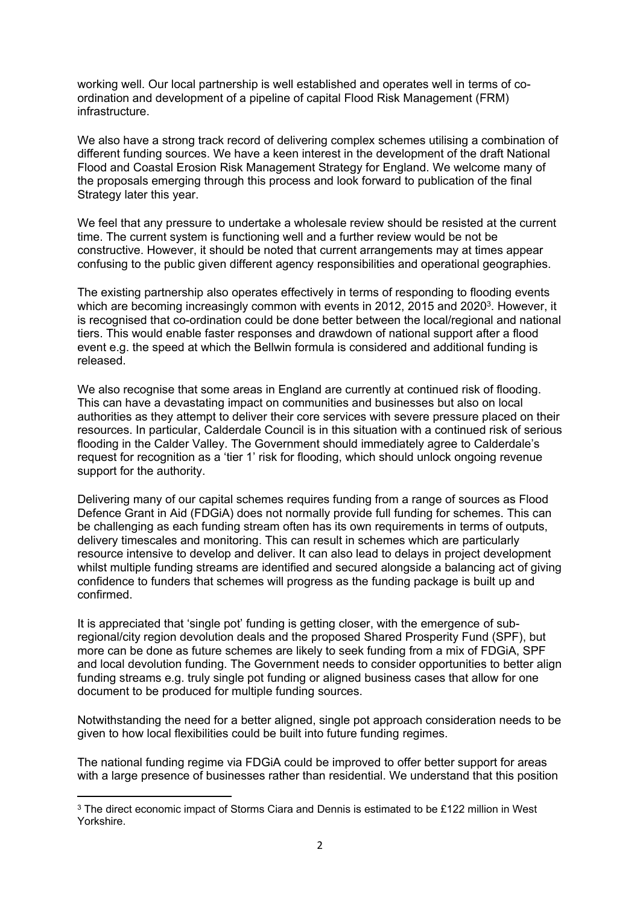working well. Our local partnership is well established and operates well in terms of co-ordination and development of a pipeline of capital Flood Risk Management (FRM) infrastructure.

We also have a strong track record of delivering complex schemes utilising a combination of different funding sources. We have a keen interest in the development of the draft National Flood and Coastal Erosion Risk Management Strategy for England. We welcome many of the proposals emerging through this process and look forward to publication of the final Strategy later this year.

We feel that any pressure to undertake a wholesale review should be resisted at the current time. The current system is functioning well and a further review would be not be constructive. However, it should be noted that current arrangements may at times appear confusing to the public given different agency responsibilities and operational geographies.

The existing partnership also operates effectively in terms of responding to flooding events which are becoming increasingly common with events in 2012, 2015 and 2020[3]. However, it is recognised that co-ordination could be done better between the local/regional and national tiers. This would enable faster responses and drawdown of national support after a flood event e.g. the speed at which the Bellwin formula is considered and additional funding is released.

We also recognise that some areas in England are currently at continued risk of flooding. This can have a devastating impact on communities and businesses but also on local authorities as they attempt to deliver their core services with severe pressure placed on their resources. In particular, Calderdale Council is in this situation with a continued risk of serious flooding in the Calder Valley. The Government should immediately agree to Calderdale's request for recognition as a 'tier 1' risk for flooding, which should unlock ongoing revenue support for the authority.

Delivering many of our capital schemes requires funding from a range of sources as Flood Defence Grant in Aid (FDGiA) does not normally provide full funding for schemes. This can be challenging as each funding stream often has its own requirements in terms of outputs, delivery timescales and monitoring. This can result in schemes which are particularly resource intensive to develop and deliver. It can also lead to delays in project development whilst multiple funding streams are identified and secured alongside a balancing act of giving confidence to funders that schemes will progress as the funding package is built up and confirmed.

It is appreciated that 'single pot' funding is getting closer, with the emergence of sub-regional/city region devolution deals and the proposed Shared Prosperity Fund (SPF), but more can be done as future schemes are likely to seek funding from a mix of FDGiA, SPF and local devolution funding. The Government needs to consider opportunities to better align funding streams e.g. truly single pot funding or aligned business cases that allow for one document to be produced for multiple funding sources.

Notwithstanding the need for a better aligned, single pot approach consideration needs to be given to how local flexibilities could be built into future funding regimes.

The national funding regime via FDGiA could be improved to offer better support for areas with a large presence of businesses rather than residential. We understand that this position

[3] The direct economic impact of Storms Ciara and Dennis is estimated to be £122 million in West Yorkshire.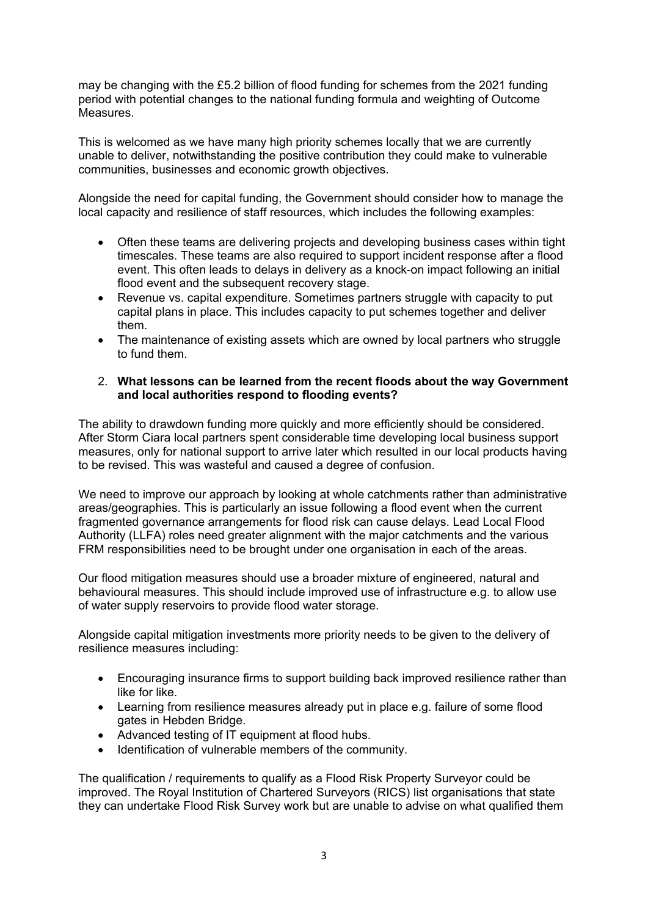may be changing with the £5.2 billion of flood funding for schemes from the 2021 funding period with potential changes to the national funding formula and weighting of Outcome Measures.

This is welcomed as we have many high priority schemes locally that we are currently unable to deliver, notwithstanding the positive contribution they could make to vulnerable communities, businesses and economic growth objectives.

Alongside the need for capital funding, the Government should consider how to manage the local capacity and resilience of staff resources, which includes the following examples:

- Often these teams are delivering projects and developing business cases within tight timescales. These teams are also required to support incident response after a flood event. This often leads to delays in delivery as a knock-on impact following an initial flood event and the subsequent recovery stage.
- Revenue vs. capital expenditure. Sometimes partners struggle with capacity to put capital plans in place. This includes capacity to put schemes together and deliver them.
- The maintenance of existing assets which are owned by local partners who struggle to fund them.

2. **What lessons can be learned from the recent floods about the way Government and local authorities respond to flooding events?**

The ability to drawdown funding more quickly and more efficiently should be considered. After Storm Ciara local partners spent considerable time developing local business support measures, only for national support to arrive later which resulted in our local products having to be revised. This was wasteful and caused a degree of confusion.

We need to improve our approach by looking at whole catchments rather than administrative areas/geographies. This is particularly an issue following a flood event when the current fragmented governance arrangements for flood risk can cause delays. Lead Local Flood Authority (LLFA) roles need greater alignment with the major catchments and the various FRM responsibilities need to be brought under one organisation in each of the areas.

Our flood mitigation measures should use a broader mixture of engineered, natural and behavioural measures. This should include improved use of infrastructure e.g. to allow use of water supply reservoirs to provide flood water storage.

Alongside capital mitigation investments more priority needs to be given to the delivery of resilience measures including:

- Encouraging insurance firms to support building back improved resilience rather than like for like.
- Learning from resilience measures already put in place e.g. failure of some flood gates in Hebden Bridge.
- Advanced testing of IT equipment at flood hubs.
- Identification of vulnerable members of the community.

The qualification / requirements to qualify as a Flood Risk Property Surveyor could be improved. The Royal Institution of Chartered Surveyors (RICS) list organisations that state they can undertake Flood Risk Survey work but are unable to advise on what qualified them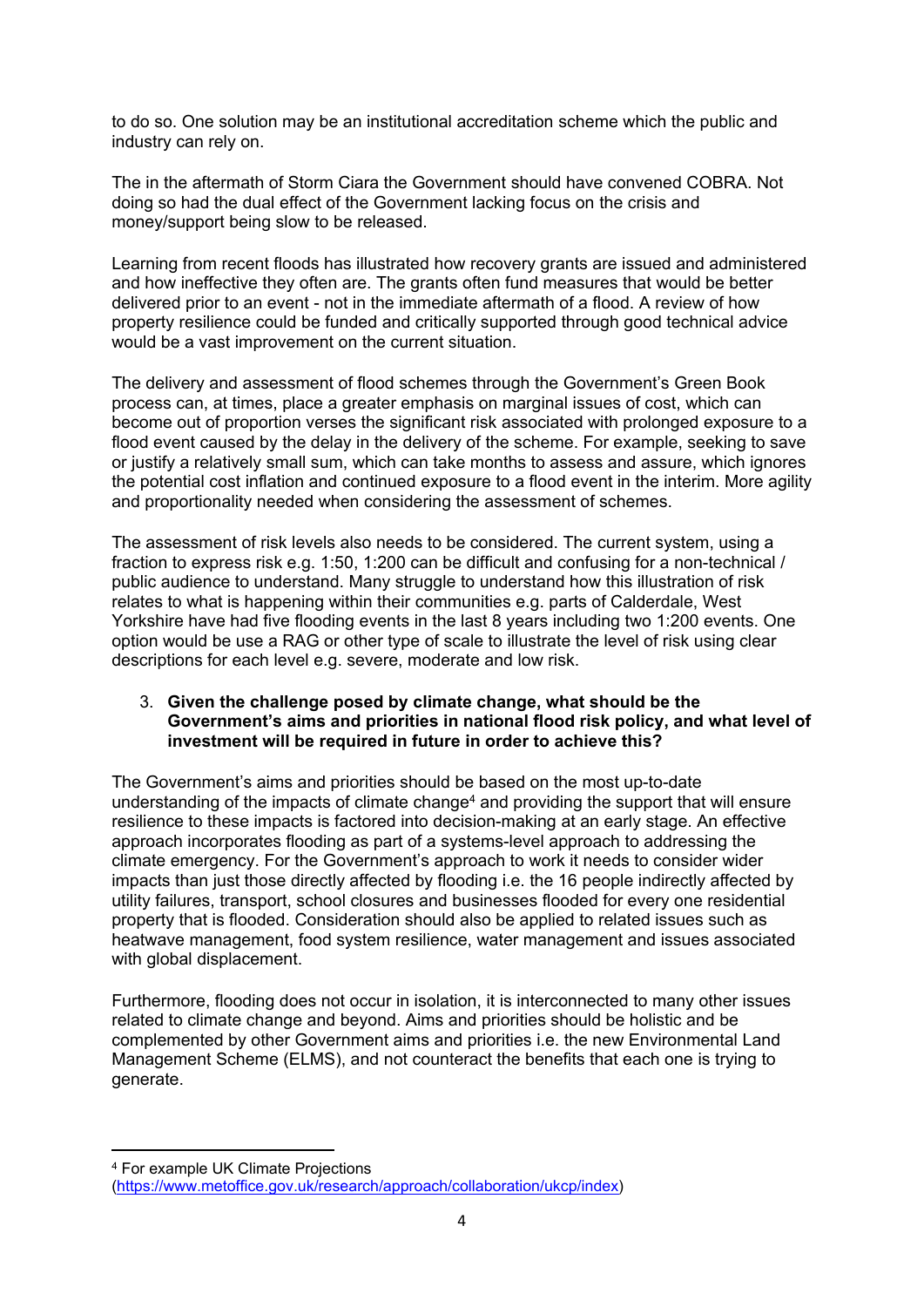to do so. One solution may be an institutional accreditation scheme which the public and industry can rely on.

The in the aftermath of Storm Ciara the Government should have convened COBRA. Not doing so had the dual effect of the Government lacking focus on the crisis and money/support being slow to be released.

Learning from recent floods has illustrated how recovery grants are issued and administered and how ineffective they often are. The grants often fund measures that would be better delivered prior to an event - not in the immediate aftermath of a flood. A review of how property resilience could be funded and critically supported through good technical advice would be a vast improvement on the current situation.

The delivery and assessment of flood schemes through the Government's Green Book process can, at times, place a greater emphasis on marginal issues of cost, which can become out of proportion verses the significant risk associated with prolonged exposure to a flood event caused by the delay in the delivery of the scheme. For example, seeking to save or justify a relatively small sum, which can take months to assess and assure, which ignores the potential cost inflation and continued exposure to a flood event in the interim. More agility and proportionality needed when considering the assessment of schemes.

The assessment of risk levels also needs to be considered. The current system, using a fraction to express risk e.g. 1:50, 1:200 can be difficult and confusing for a non-technical / public audience to understand. Many struggle to understand how this illustration of risk relates to what is happening within their communities e.g. parts of Calderdale, West Yorkshire have had five flooding events in the last 8 years including two 1:200 events. One option would be use a RAG or other type of scale to illustrate the level of risk using clear descriptions for each level e.g. severe, moderate and low risk.

3. **Given the challenge posed by climate change, what should be the Government's aims and priorities in national flood risk policy, and what level of investment will be required in future in order to achieve this?**

The Government's aims and priorities should be based on the most up-to-date understanding of the impacts of climate change[4] and providing the support that will ensure resilience to these impacts is factored into decision-making at an early stage. An effective approach incorporates flooding as part of a systems-level approach to addressing the climate emergency. For the Government's approach to work it needs to consider wider impacts than just those directly affected by flooding i.e. the 16 people indirectly affected by utility failures, transport, school closures and businesses flooded for every one residential property that is flooded. Consideration should also be applied to related issues such as heatwave management, food system resilience, water management and issues associated with global displacement.

Furthermore, flooding does not occur in isolation, it is interconnected to many other issues related to climate change and beyond. Aims and priorities should be holistic and be complemented by other Government aims and priorities i.e. the new Environmental Land Management Scheme (ELMS), and not counteract the benefits that each one is trying to generate.

---

[4] For example UK Climate Projections (https://www.metoffice.gov.uk/research/approach/collaboration/ukcp/index)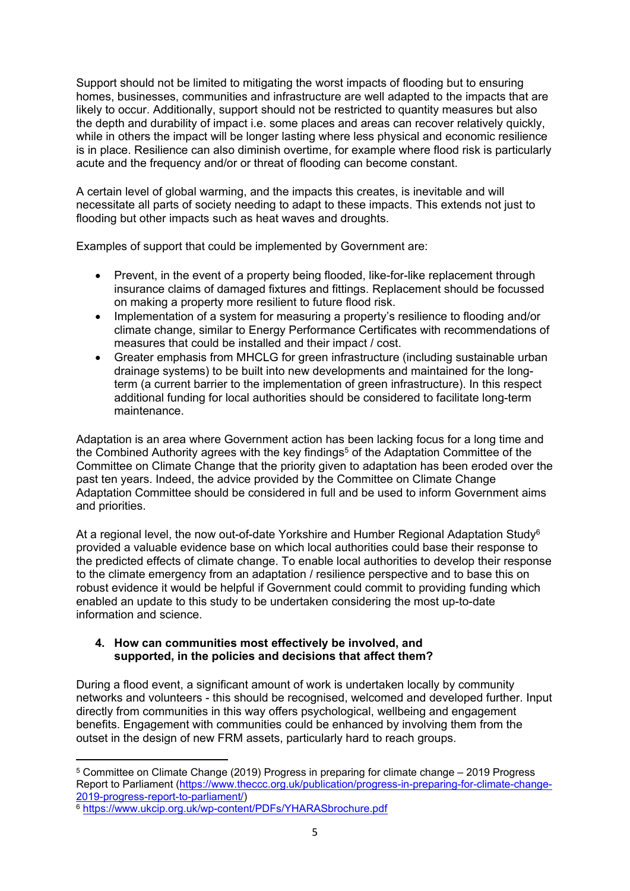Support should not be limited to mitigating the worst impacts of flooding but to ensuring homes, businesses, communities and infrastructure are well adapted to the impacts that are likely to occur. Additionally, support should not be restricted to quantity measures but also the depth and durability of impact i.e. some places and areas can recover relatively quickly, while in others the impact will be longer lasting where less physical and economic resilience is in place. Resilience can also diminish overtime, for example where flood risk is particularly acute and the frequency and/or or threat of flooding can become constant.

A certain level of global warming, and the impacts this creates, is inevitable and will necessitate all parts of society needing to adapt to these impacts. This extends not just to flooding but other impacts such as heat waves and droughts.

Examples of support that could be implemented by Government are:

- Prevent, in the event of a property being flooded, like-for-like replacement through insurance claims of damaged fixtures and fittings. Replacement should be focussed on making a property more resilient to future flood risk.
- Implementation of a system for measuring a property's resilience to flooding and/or climate change, similar to Energy Performance Certificates with recommendations of measures that could be installed and their impact / cost.
- Greater emphasis from MHCLG for green infrastructure (including sustainable urban drainage systems) to be built into new developments and maintained for the long-term (a current barrier to the implementation of green infrastructure). In this respect additional funding for local authorities should be considered to facilitate long-term maintenance.

Adaptation is an area where Government action has been lacking focus for a long time and the Combined Authority agrees with the key findings[5] of the Adaptation Committee of the Committee on Climate Change that the priority given to adaptation has been eroded over the past ten years. Indeed, the advice provided by the Committee on Climate Change Adaptation Committee should be considered in full and be used to inform Government aims and priorities.

At a regional level, the now out-of-date Yorkshire and Humber Regional Adaptation Study[6] provided a valuable evidence base on which local authorities could base their response to the predicted effects of climate change. To enable local authorities to develop their response to the climate emergency from an adaptation / resilience perspective and to base this on robust evidence it would be helpful if Government could commit to providing funding which enabled an update to this study to be undertaken considering the most up-to-date information and science.

#### 4. How can communities most effectively be involved, and supported, in the policies and decisions that affect them?

During a flood event, a significant amount of work is undertaken locally by community networks and volunteers - this should be recognised, welcomed and developed further. Input directly from communities in this way offers psychological, wellbeing and engagement benefits. Engagement with communities could be enhanced by involving them from the outset in the design of new FRM assets, particularly hard to reach groups.

---

[5] Committee on Climate Change (2019) Progress in preparing for climate change – 2019 Progress Report to Parliament (https://www.theccc.org.uk/publication/progress-in-preparing-for-climate-change-2019-progress-report-to-parliament/)

[6] https://www.ukcip.org.uk/wp-content/PDFs/YHARASbrochure.pdf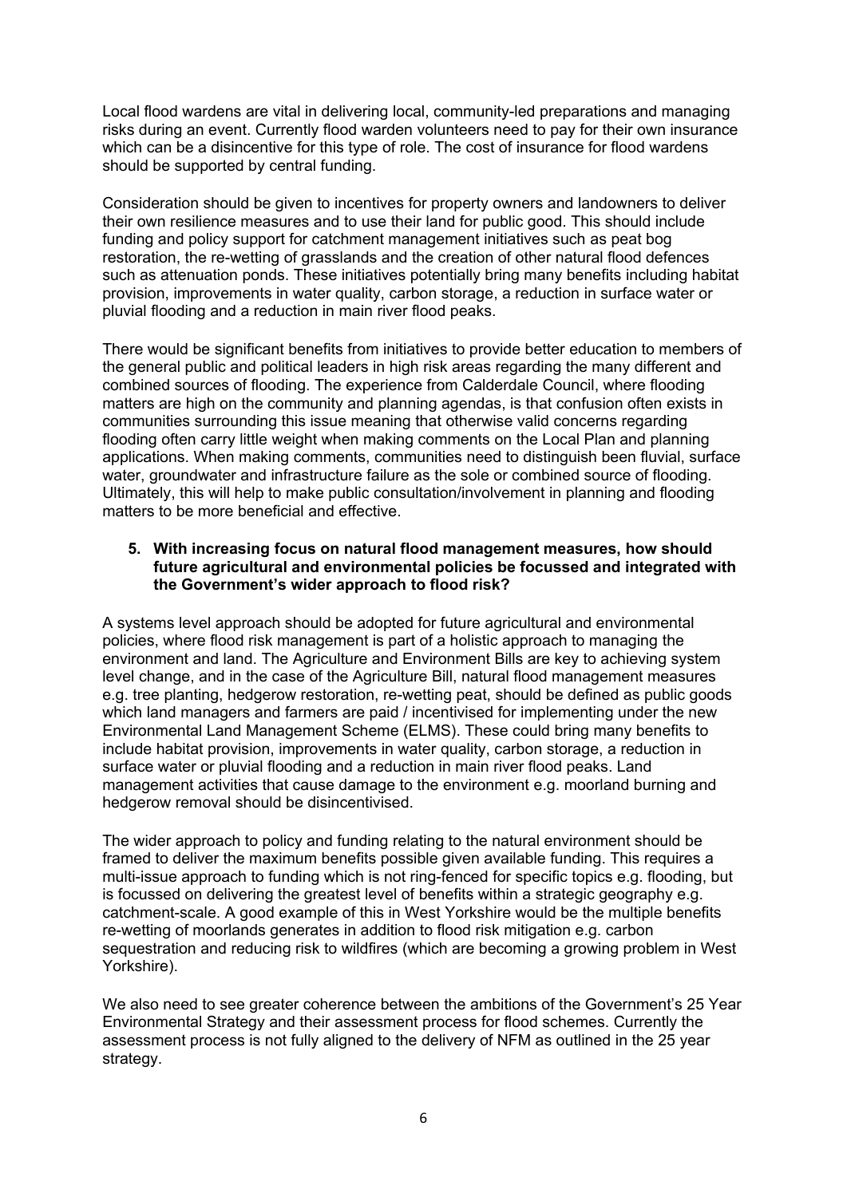Local flood wardens are vital in delivering local, community-led preparations and managing risks during an event. Currently flood warden volunteers need to pay for their own insurance which can be a disincentive for this type of role. The cost of insurance for flood wardens should be supported by central funding.

Consideration should be given to incentives for property owners and landowners to deliver their own resilience measures and to use their land for public good. This should include funding and policy support for catchment management initiatives such as peat bog restoration, the re-wetting of grasslands and the creation of other natural flood defences such as attenuation ponds. These initiatives potentially bring many benefits including habitat provision, improvements in water quality, carbon storage, a reduction in surface water or pluvial flooding and a reduction in main river flood peaks.

There would be significant benefits from initiatives to provide better education to members of the general public and political leaders in high risk areas regarding the many different and combined sources of flooding. The experience from Calderdale Council, where flooding matters are high on the community and planning agendas, is that confusion often exists in communities surrounding this issue meaning that otherwise valid concerns regarding flooding often carry little weight when making comments on the Local Plan and planning applications. When making comments, communities need to distinguish been fluvial, surface water, groundwater and infrastructure failure as the sole or combined source of flooding. Ultimately, this will help to make public consultation/involvement in planning and flooding matters to be more beneficial and effective.

5. **With increasing focus on natural flood management measures, how should future agricultural and environmental policies be focussed and integrated with the Government's wider approach to flood risk?**

A systems level approach should be adopted for future agricultural and environmental policies, where flood risk management is part of a holistic approach to managing the environment and land. The Agriculture and Environment Bills are key to achieving system level change, and in the case of the Agriculture Bill, natural flood management measures e.g. tree planting, hedgerow restoration, re-wetting peat, should be defined as public goods which land managers and farmers are paid / incentivised for implementing under the new Environmental Land Management Scheme (ELMS). These could bring many benefits to include habitat provision, improvements in water quality, carbon storage, a reduction in surface water or pluvial flooding and a reduction in main river flood peaks. Land management activities that cause damage to the environment e.g. moorland burning and hedgerow removal should be disincentivised.

The wider approach to policy and funding relating to the natural environment should be framed to deliver the maximum benefits possible given available funding. This requires a multi-issue approach to funding which is not ring-fenced for specific topics e.g. flooding, but is focussed on delivering the greatest level of benefits within a strategic geography e.g. catchment-scale. A good example of this in West Yorkshire would be the multiple benefits re-wetting of moorlands generates in addition to flood risk mitigation e.g. carbon sequestration and reducing risk to wildfires (which are becoming a growing problem in West Yorkshire).

We also need to see greater coherence between the ambitions of the Government's 25 Year Environmental Strategy and their assessment process for flood schemes. Currently the assessment process is not fully aligned to the delivery of NFM as outlined in the 25 year strategy.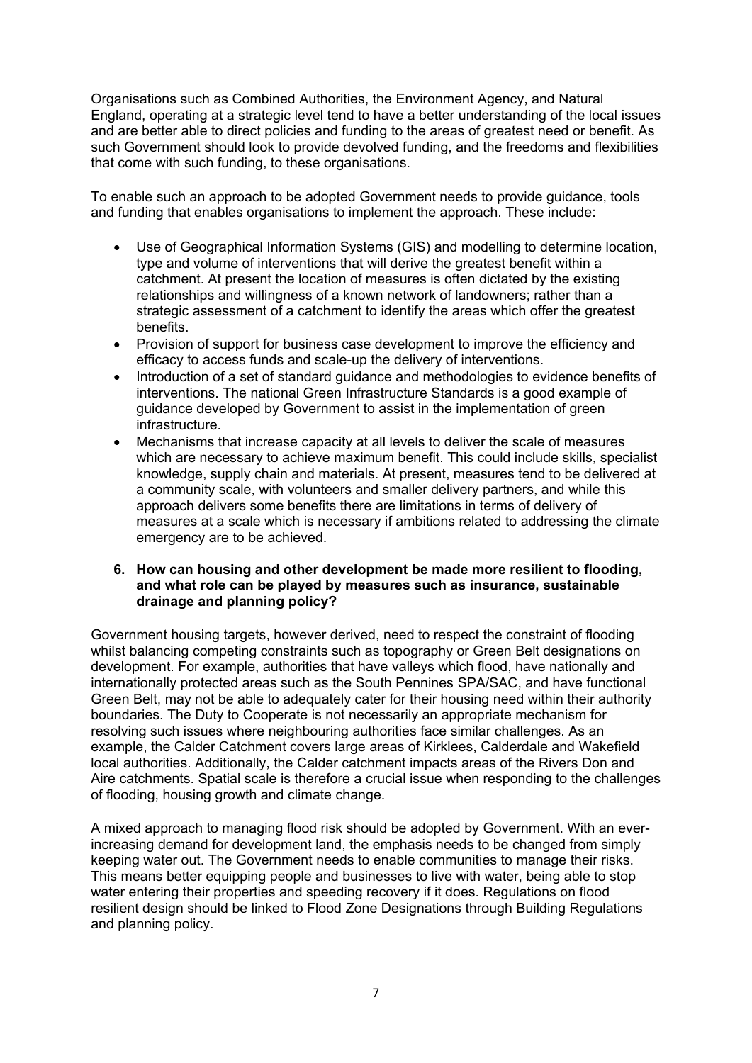Organisations such as Combined Authorities, the Environment Agency, and Natural England, operating at a strategic level tend to have a better understanding of the local issues and are better able to direct policies and funding to the areas of greatest need or benefit. As such Government should look to provide devolved funding, and the freedoms and flexibilities that come with such funding, to these organisations.

To enable such an approach to be adopted Government needs to provide guidance, tools and funding that enables organisations to implement the approach. These include:

- Use of Geographical Information Systems (GIS) and modelling to determine location, type and volume of interventions that will derive the greatest benefit within a catchment. At present the location of measures is often dictated by the existing relationships and willingness of a known network of landowners; rather than a strategic assessment of a catchment to identify the areas which offer the greatest benefits.
- Provision of support for business case development to improve the efficiency and efficacy to access funds and scale-up the delivery of interventions.
- Introduction of a set of standard guidance and methodologies to evidence benefits of interventions. The national Green Infrastructure Standards is a good example of guidance developed by Government to assist in the implementation of green infrastructure.
- Mechanisms that increase capacity at all levels to deliver the scale of measures which are necessary to achieve maximum benefit. This could include skills, specialist knowledge, supply chain and materials. At present, measures tend to be delivered at a community scale, with volunteers and smaller delivery partners, and while this approach delivers some benefits there are limitations in terms of delivery of measures at a scale which is necessary if ambitions related to addressing the climate emergency are to be achieved.

**6. How can housing and other development be made more resilient to flooding, and what role can be played by measures such as insurance, sustainable drainage and planning policy?**

Government housing targets, however derived, need to respect the constraint of flooding whilst balancing competing constraints such as topography or Green Belt designations on development. For example, authorities that have valleys which flood, have nationally and internationally protected areas such as the South Pennines SPA/SAC, and have functional Green Belt, may not be able to adequately cater for their housing need within their authority boundaries. The Duty to Cooperate is not necessarily an appropriate mechanism for resolving such issues where neighbouring authorities face similar challenges. As an example, the Calder Catchment covers large areas of Kirklees, Calderdale and Wakefield local authorities. Additionally, the Calder catchment impacts areas of the Rivers Don and Aire catchments. Spatial scale is therefore a crucial issue when responding to the challenges of flooding, housing growth and climate change.

A mixed approach to managing flood risk should be adopted by Government. With an ever-increasing demand for development land, the emphasis needs to be changed from simply keeping water out. The Government needs to enable communities to manage their risks. This means better equipping people and businesses to live with water, being able to stop water entering their properties and speeding recovery if it does. Regulations on flood resilient design should be linked to Flood Zone Designations through Building Regulations and planning policy.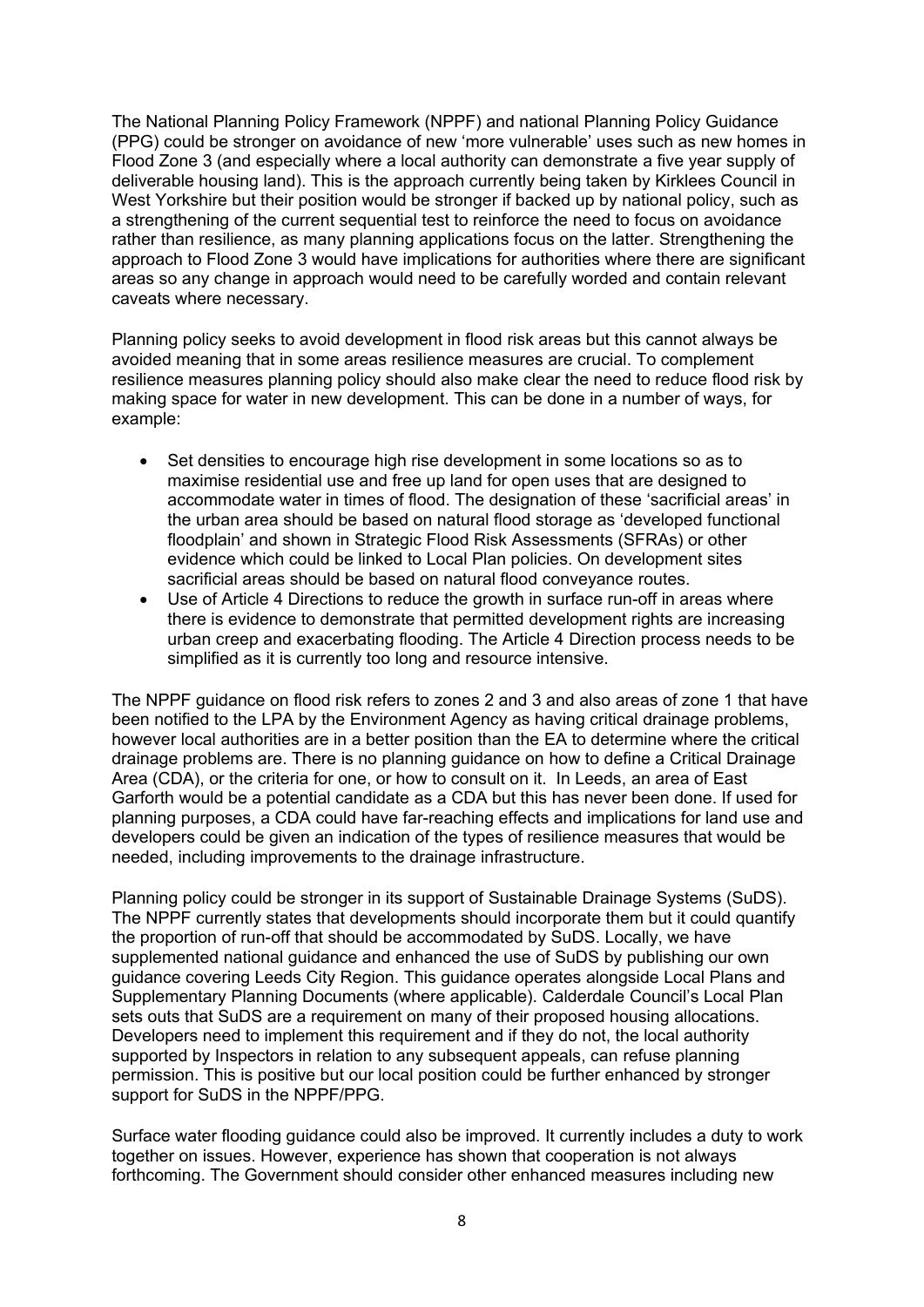The National Planning Policy Framework (NPPF) and national Planning Policy Guidance (PPG) could be stronger on avoidance of new 'more vulnerable' uses such as new homes in Flood Zone 3 (and especially where a local authority can demonstrate a five year supply of deliverable housing land). This is the approach currently being taken by Kirklees Council in West Yorkshire but their position would be stronger if backed up by national policy, such as a strengthening of the current sequential test to reinforce the need to focus on avoidance rather than resilience, as many planning applications focus on the latter. Strengthening the approach to Flood Zone 3 would have implications for authorities where there are significant areas so any change in approach would need to be carefully worded and contain relevant caveats where necessary.

Planning policy seeks to avoid development in flood risk areas but this cannot always be avoided meaning that in some areas resilience measures are crucial. To complement resilience measures planning policy should also make clear the need to reduce flood risk by making space for water in new development. This can be done in a number of ways, for example:

- Set densities to encourage high rise development in some locations so as to maximise residential use and free up land for open uses that are designed to accommodate water in times of flood. The designation of these 'sacrificial areas' in the urban area should be based on natural flood storage as 'developed functional floodplain' and shown in Strategic Flood Risk Assessments (SFRAs) or other evidence which could be linked to Local Plan policies. On development sites sacrificial areas should be based on natural flood conveyance routes.
- Use of Article 4 Directions to reduce the growth in surface run-off in areas where there is evidence to demonstrate that permitted development rights are increasing urban creep and exacerbating flooding. The Article 4 Direction process needs to be simplified as it is currently too long and resource intensive.

The NPPF guidance on flood risk refers to zones 2 and 3 and also areas of zone 1 that have been notified to the LPA by the Environment Agency as having critical drainage problems, however local authorities are in a better position than the EA to determine where the critical drainage problems are. There is no planning guidance on how to define a Critical Drainage Area (CDA), or the criteria for one, or how to consult on it. In Leeds, an area of East Garforth would be a potential candidate as a CDA but this has never been done. If used for planning purposes, a CDA could have far-reaching effects and implications for land use and developers could be given an indication of the types of resilience measures that would be needed, including improvements to the drainage infrastructure.

Planning policy could be stronger in its support of Sustainable Drainage Systems (SuDS). The NPPF currently states that developments should incorporate them but it could quantify the proportion of run-off that should be accommodated by SuDS. Locally, we have supplemented national guidance and enhanced the use of SuDS by publishing our own guidance covering Leeds City Region. This guidance operates alongside Local Plans and Supplementary Planning Documents (where applicable). Calderdale Council's Local Plan sets outs that SuDS are a requirement on many of their proposed housing allocations. Developers need to implement this requirement and if they do not, the local authority supported by Inspectors in relation to any subsequent appeals, can refuse planning permission. This is positive but our local position could be further enhanced by stronger support for SuDS in the NPPF/PPG.

Surface water flooding guidance could also be improved. It currently includes a duty to work together on issues. However, experience has shown that cooperation is not always forthcoming. The Government should consider other enhanced measures including new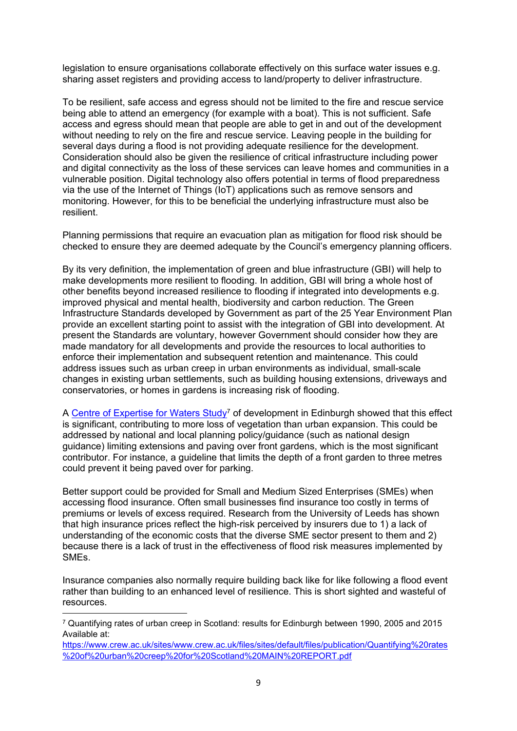legislation to ensure organisations collaborate effectively on this surface water issues e.g. sharing asset registers and providing access to land/property to deliver infrastructure.

To be resilient, safe access and egress should not be limited to the fire and rescue service being able to attend an emergency (for example with a boat). This is not sufficient. Safe access and egress should mean that people are able to get in and out of the development without needing to rely on the fire and rescue service. Leaving people in the building for several days during a flood is not providing adequate resilience for the development. Consideration should also be given the resilience of critical infrastructure including power and digital connectivity as the loss of these services can leave homes and communities in a vulnerable position. Digital technology also offers potential in terms of flood preparedness via the use of the Internet of Things (IoT) applications such as remove sensors and monitoring. However, for this to be beneficial the underlying infrastructure must also be resilient.

Planning permissions that require an evacuation plan as mitigation for flood risk should be checked to ensure they are deemed adequate by the Council's emergency planning officers.

By its very definition, the implementation of green and blue infrastructure (GBI) will help to make developments more resilient to flooding. In addition, GBI will bring a whole host of other benefits beyond increased resilience to flooding if integrated into developments e.g. improved physical and mental health, biodiversity and carbon reduction. The Green Infrastructure Standards developed by Government as part of the 25 Year Environment Plan provide an excellent starting point to assist with the integration of GBI into development. At present the Standards are voluntary, however Government should consider how they are made mandatory for all developments and provide the resources to local authorities to enforce their implementation and subsequent retention and maintenance. This could address issues such as urban creep in urban environments as individual, small-scale changes in existing urban settlements, such as building housing extensions, driveways and conservatories, or homes in gardens is increasing risk of flooding.

A [Centre of Expertise for Waters Study](https://www.crew.ac.uk/sites/www.crew.ac.uk/files/sites/default/files/publication/Quantifying%20rates%20of%20urban%20creep%20for%20Scotland%20MAIN%20REPORT.pdf)[7] of development in Edinburgh showed that this effect is significant, contributing to more loss of vegetation than urban expansion. This could be addressed by national and local planning policy/guidance (such as national design guidance) limiting extensions and paving over front gardens, which is the most significant contributor. For instance, a guideline that limits the depth of a front garden to three metres could prevent it being paved over for parking.

Better support could be provided for Small and Medium Sized Enterprises (SMEs) when accessing flood insurance. Often small businesses find insurance too costly in terms of premiums or levels of excess required. Research from the University of Leeds has shown that high insurance prices reflect the high-risk perceived by insurers due to 1) a lack of understanding of the economic costs that the diverse SME sector present to them and 2) because there is a lack of trust in the effectiveness of flood risk measures implemented by SMEs.

Insurance companies also normally require building back like for like following a flood event rather than building to an enhanced level of resilience. This is short sighted and wasteful of resources.

---

[7] Quantifying rates of urban creep in Scotland: results for Edinburgh between 1990, 2005 and 2015 Available at: https://www.crew.ac.uk/sites/www.crew.ac.uk/files/sites/default/files/publication/Quantifying%20rates%20of%20urban%20creep%20for%20Scotland%20MAIN%20REPORT.pdf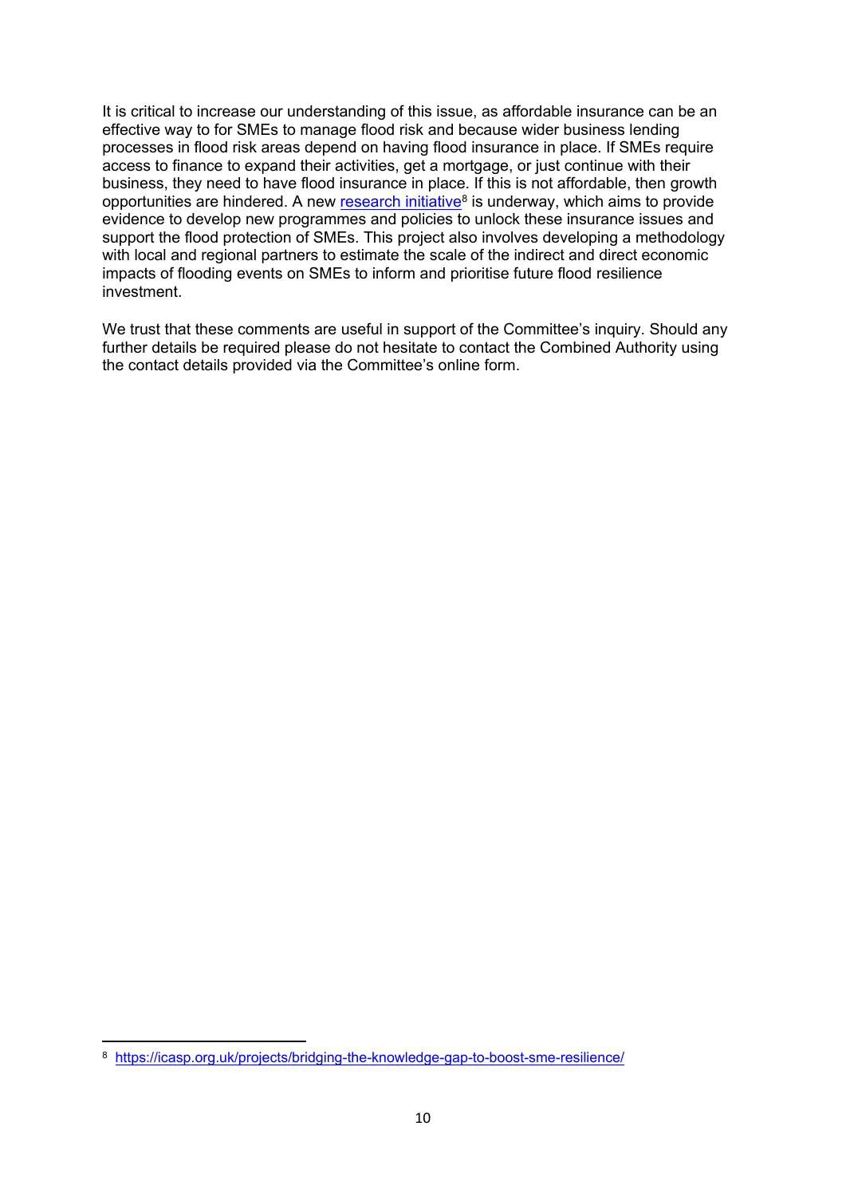It is critical to increase our understanding of this issue, as affordable insurance can be an effective way to for SMEs to manage flood risk and because wider business lending processes in flood risk areas depend on having flood insurance in place. If SMEs require access to finance to expand their activities, get a mortgage, or just continue with their business, they need to have flood insurance in place. If this is not affordable, then growth opportunities are hindered. A new [research initiative](https://icasp.org.uk/projects/bridging-the-knowledge-gap-to-boost-sme-resilience/)[8] is underway, which aims to provide evidence to develop new programmes and policies to unlock these insurance issues and support the flood protection of SMEs. This project also involves developing a methodology with local and regional partners to estimate the scale of the indirect and direct economic impacts of flooding events on SMEs to inform and prioritise future flood resilience investment.

We trust that these comments are useful in support of the Committee's inquiry. Should any further details be required please do not hesitate to contact the Combined Authority using the contact details provided via the Committee's online form.

---

[8] https://icasp.org.uk/projects/bridging-the-knowledge-gap-to-boost-sme-resilience/